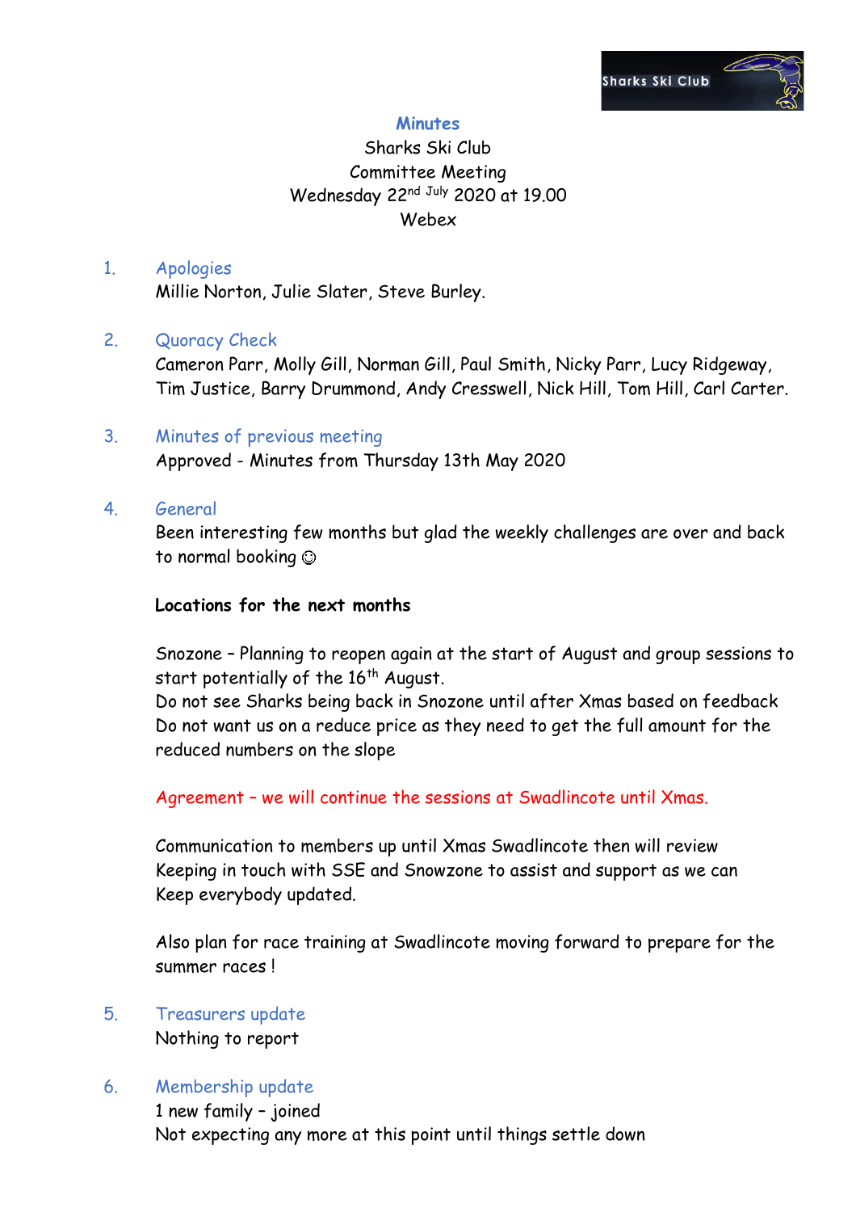# Minutes

Sharks Ski Club
Committee Meeting
Wednesday 22nd July 2020 at 19.00
Webex

1. **Apologies**
   Millie Norton, Julie Slater, Steve Burley.

2. **Quoracy Check**
   Cameron Parr, Molly Gill, Norman Gill, Paul Smith, Nicky Parr, Lucy Ridgeway, Tim Justice, Barry Drummond, Andy Cresswell, Nick Hill, Tom Hill, Carl Carter.

3. **Minutes of previous meeting**
   Approved - Minutes from Thursday 13th May 2020

4. **General**
   Been interesting few months but glad the weekly challenges are over and back to normal booking ☺

   **Locations for the next months**

   Snozone – Planning to reopen again at the start of August and group sessions to start potentially of the 16th August.
   Do not see Sharks being back in Snozone until after Xmas based on feedback
   Do not want us on a reduce price as they need to get the full amount for the reduced numbers on the slope

   Agreement – we will continue the sessions at Swadlincote until Xmas.

   Communication to members up until Xmas Swadlincote then will review
   Keeping in touch with SSE and Snowzone to assist and support as we can
   Keep everybody updated.

   Also plan for race training at Swadlincote moving forward to prepare for the summer races !

5. **Treasurers update**
   Nothing to report

6. **Membership update**
   1 new family – joined
   Not expecting any more at this point until things settle down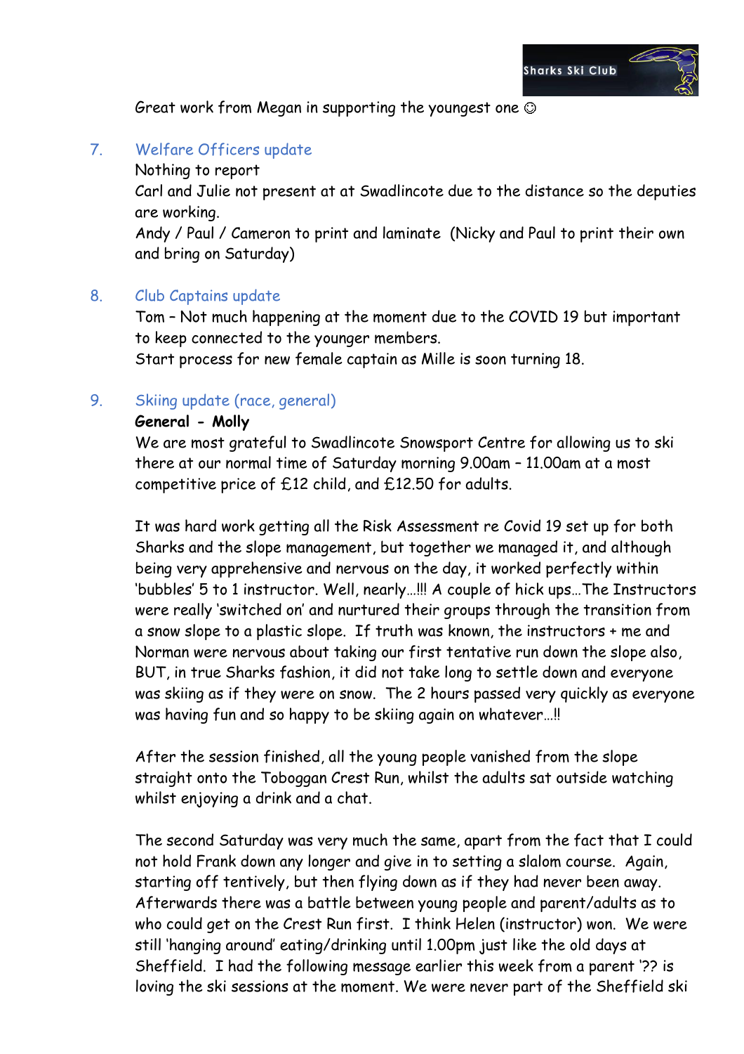Great work from Megan in supporting the youngest one ☺

7. Welfare Officers update

Nothing to report

Carl and Julie not present at at Swadlincote due to the distance so the deputies are working.

Andy / Paul / Cameron to print and laminate (Nicky and Paul to print their own and bring on Saturday)

8. Club Captains update

Tom – Not much happening at the moment due to the COVID 19 but important to keep connected to the younger members.

Start process for new female captain as Mille is soon turning 18.

9. Skiing update (race, general)

**General - Molly**

We are most grateful to Swadlincote Snowsport Centre for allowing us to ski there at our normal time of Saturday morning 9.00am – 11.00am at a most competitive price of £12 child, and £12.50 for adults.

It was hard work getting all the Risk Assessment re Covid 19 set up for both Sharks and the slope management, but together we managed it, and although being very apprehensive and nervous on the day, it worked perfectly within 'bubbles' 5 to 1 instructor. Well, nearly…!!! A couple of hick ups…The Instructors were really 'switched on' and nurtured their groups through the transition from a snow slope to a plastic slope. If truth was known, the instructors + me and Norman were nervous about taking our first tentative run down the slope also, BUT, in true Sharks fashion, it did not take long to settle down and everyone was skiing as if they were on snow. The 2 hours passed very quickly as everyone was having fun and so happy to be skiing again on whatever…!!

After the session finished, all the young people vanished from the slope straight onto the Toboggan Crest Run, whilst the adults sat outside watching whilst enjoying a drink and a chat.

The second Saturday was very much the same, apart from the fact that I could not hold Frank down any longer and give in to setting a slalom course. Again, starting off tentively, but then flying down as if they had never been away. Afterwards there was a battle between young people and parent/adults as to who could get on the Crest Run first. I think Helen (instructor) won. We were still 'hanging around' eating/drinking until 1.00pm just like the old days at Sheffield. I had the following message earlier this week from a parent '?? is loving the ski sessions at the moment. We were never part of the Sheffield ski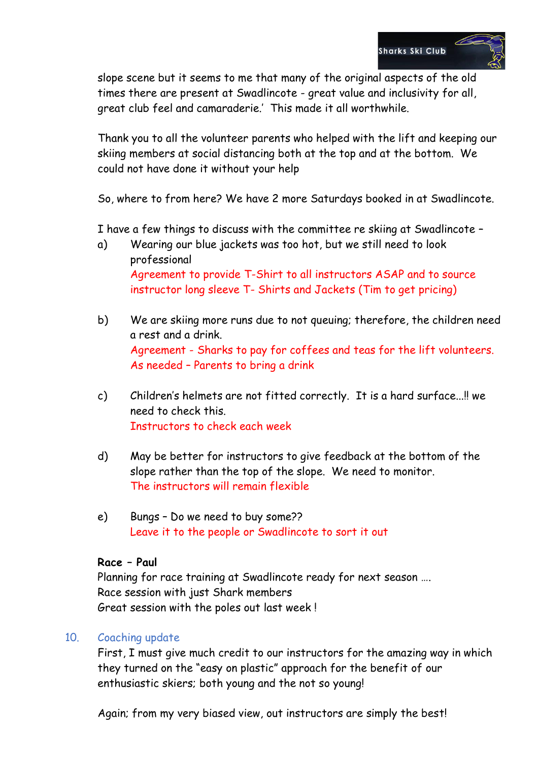slope scene but it seems to me that many of the original aspects of the old times there are present at Swadlincote - great value and inclusivity for all, great club feel and camaraderie.' This made it all worthwhile.

Thank you to all the volunteer parents who helped with the lift and keeping our skiing members at social distancing both at the top and at the bottom. We could not have done it without your help

So, where to from here? We have 2 more Saturdays booked in at Swadlincote.

I have a few things to discuss with the committee re skiing at Swadlincote –

a) Wearing our blue jackets was too hot, but we still need to look professional
   Agreement to provide T-Shirt to all instructors ASAP and to source instructor long sleeve T- Shirts and Jackets (Tim to get pricing)

b) We are skiing more runs due to not queuing; therefore, the children need a rest and a drink.
   Agreement - Sharks to pay for coffees and teas for the lift volunteers. As needed – Parents to bring a drink

c) Children's helmets are not fitted correctly. It is a hard surface...!! we need to check this.
   Instructors to check each week

d) May be better for instructors to give feedback at the bottom of the slope rather than the top of the slope. We need to monitor.
   The instructors will remain flexible

e) Bungs – Do we need to buy some??
   Leave it to the people or Swadlincote to sort it out

**Race – Paul**
Planning for race training at Swadlincote ready for next season ….
Race session with just Shark members
Great session with the poles out last week !

## 10. Coaching update

First, I must give much credit to our instructors for the amazing way in which they turned on the "easy on plastic" approach for the benefit of our enthusiastic skiers; both young and the not so young!

Again; from my very biased view, out instructors are simply the best!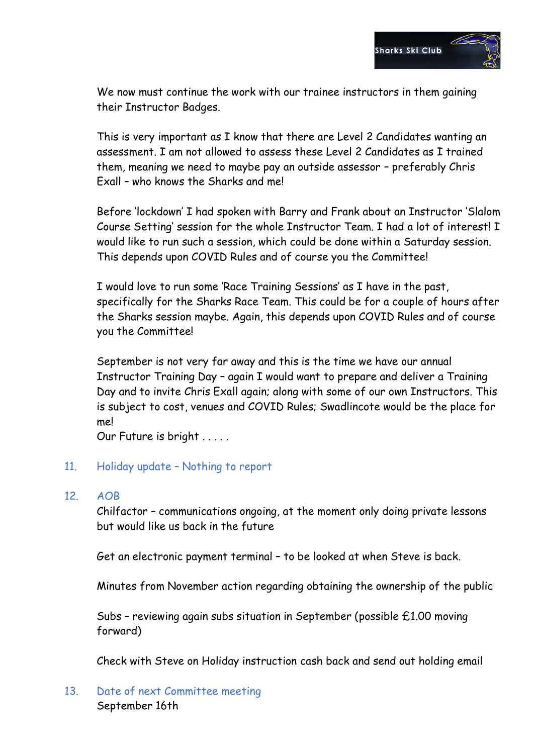We now must continue the work with our trainee instructors in them gaining their Instructor Badges.

This is very important as I know that there are Level 2 Candidates wanting an assessment. I am not allowed to assess these Level 2 Candidates as I trained them, meaning we need to maybe pay an outside assessor – preferably Chris Exall – who knows the Sharks and me!

Before 'lockdown' I had spoken with Barry and Frank about an Instructor 'Slalom Course Setting' session for the whole Instructor Team. I had a lot of interest! I would like to run such a session, which could be done within a Saturday session. This depends upon COVID Rules and of course you the Committee!

I would love to run some 'Race Training Sessions' as I have in the past, specifically for the Sharks Race Team. This could be for a couple of hours after the Sharks session maybe. Again, this depends upon COVID Rules and of course you the Committee!

September is not very far away and this is the time we have our annual Instructor Training Day – again I would want to prepare and deliver a Training Day and to invite Chris Exall again; along with some of our own Instructors. This is subject to cost, venues and COVID Rules; Swadlincote would be the place for me!
Our Future is bright . . . . .

## 11. Holiday update – Nothing to report

## 12. AOB

Chilfactor – communications ongoing, at the moment only doing private lessons but would like us back in the future

Get an electronic payment terminal – to be looked at when Steve is back.

Minutes from November action regarding obtaining the ownership of the public

Subs – reviewing again subs situation in September (possible £1.00 moving forward)

Check with Steve on Holiday instruction cash back and send out holding email

## 13. Date of next Committee meeting

September 16th